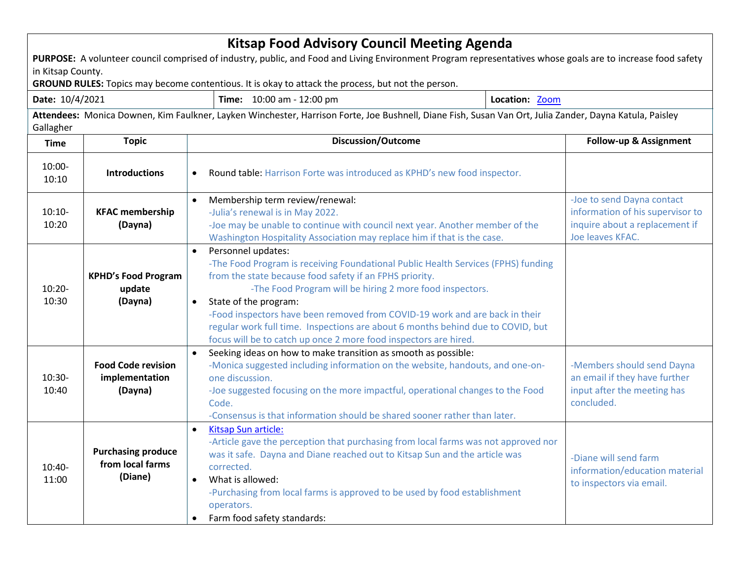# Kitsap Food Advisory Council Meeting Agenda

**PURPOSE:** A volunteer council comprised of industry, public, and Food and Living Environment Program representatives whose goals are to increase food safety in Kitsap County.

**GROUND RULES:** Topics may become contentious. It is okay to attack the process, but not the person.

| **Date:** 10/4/2021 | **Time:** 10:00 am - 12:00 pm | **Location:** Zoom |
|---|---|---|

**Attendees:** Monica Downen, Kim Faulkner, Layken Winchester, Harrison Forte, Joe Bushnell, Diane Fish, Susan Van Ort, Julia Zander, Dayna Katula, Paisley Gallagher

| Time | Topic | Discussion/Outcome | Follow-up & Assignment |
|---|---|---|---|
| 10:00-10:10 | **Introductions** | • Round table: Harrison Forte was introduced as KPHD's new food inspector. | |
| 10:10-10:20 | **KFAC membership (Dayna)** | • Membership term review/renewal:<br>-Julia's renewal is in May 2022.<br>-Joe may be unable to continue with council next year. Another member of the Washington Hospitality Association may replace him if that is the case. | -Joe to send Dayna contact information of his supervisor to inquire about a replacement if Joe leaves KFAC. |
| 10:20-10:30 | **KPHD's Food Program update (Dayna)** | • Personnel updates:<br>-The Food Program is receiving Foundational Public Health Services (FPHS) funding from the state because food safety if an FPHS priority.<br>-The Food Program will be hiring 2 more food inspectors.<br>• State of the program:<br>-Food inspectors have been removed from COVID-19 work and are back in their regular work full time. Inspections are about 6 months behind due to COVID, but focus will be to catch up once 2 more food inspectors are hired. | |
| 10:30-10:40 | **Food Code revision implementation (Dayna)** | • Seeking ideas on how to make transition as smooth as possible:<br>-Monica suggested including information on the website, handouts, and one-on-one discussion.<br>-Joe suggested focusing on the more impactful, operational changes to the Food Code.<br>-Consensus is that information should be shared sooner rather than later. | -Members should send Dayna an email if they have further input after the meeting has concluded. |
| 10:40-11:00 | **Purchasing produce from local farms (Diane)** | • Kitsap Sun article:<br>-Article gave the perception that purchasing from local farms was not approved nor was it safe. Dayna and Diane reached out to Kitsap Sun and the article was corrected.<br>• What is allowed:<br>-Purchasing from local farms is approved to be used by food establishment operators.<br>• Farm food safety standards: | -Diane will send farm information/education material to inspectors via email. |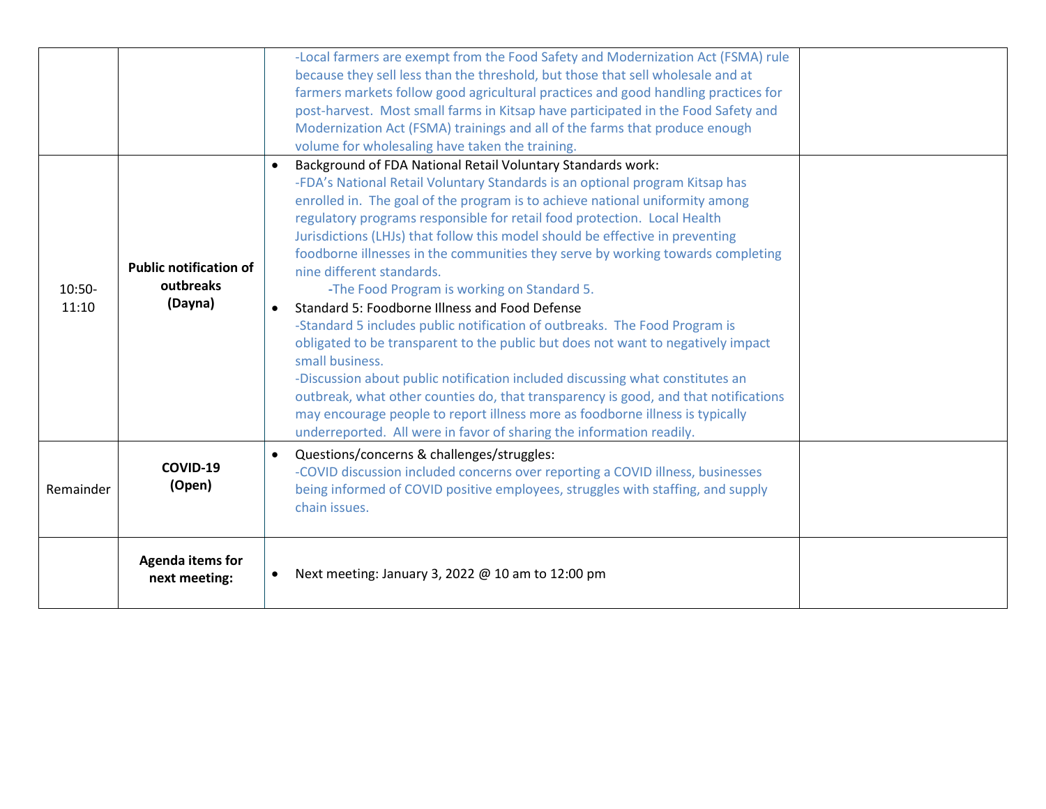| | | | |
|---|---|---|---|
| | | -Local farmers are exempt from the Food Safety and Modernization Act (FSMA) rule because they sell less than the threshold, but those that sell wholesale and at farmers markets follow good agricultural practices and good handling practices for post-harvest. Most small farms in Kitsap have participated in the Food Safety and Modernization Act (FSMA) trainings and all of the farms that produce enough volume for wholesaling have taken the training. | |
| 10:50-11:10 | **Public notification of outbreaks (Dayna)** | • Background of FDA National Retail Voluntary Standards work:<br>-FDA's National Retail Voluntary Standards is an optional program Kitsap has enrolled in. The goal of the program is to achieve national uniformity among regulatory programs responsible for retail food protection. Local Health Jurisdictions (LHJs) that follow this model should be effective in preventing foodborne illnesses in the communities they serve by working towards completing nine different standards.<br>-The Food Program is working on Standard 5.<br>• Standard 5: Foodborne Illness and Food Defense<br>-Standard 5 includes public notification of outbreaks. The Food Program is obligated to be transparent to the public but does not want to negatively impact small business.<br>-Discussion about public notification included discussing what constitutes an outbreak, what other counties do, that transparency is good, and that notifications may encourage people to report illness more as foodborne illness is typically underreported. All were in favor of sharing the information readily. | |
| Remainder | **COVID-19 (Open)** | • Questions/concerns & challenges/struggles:<br>-COVID discussion included concerns over reporting a COVID illness, businesses being informed of COVID positive employees, struggles with staffing, and supply chain issues. | |
| | **Agenda items for next meeting:** | • Next meeting: January 3, 2022 @ 10 am to 12:00 pm | |